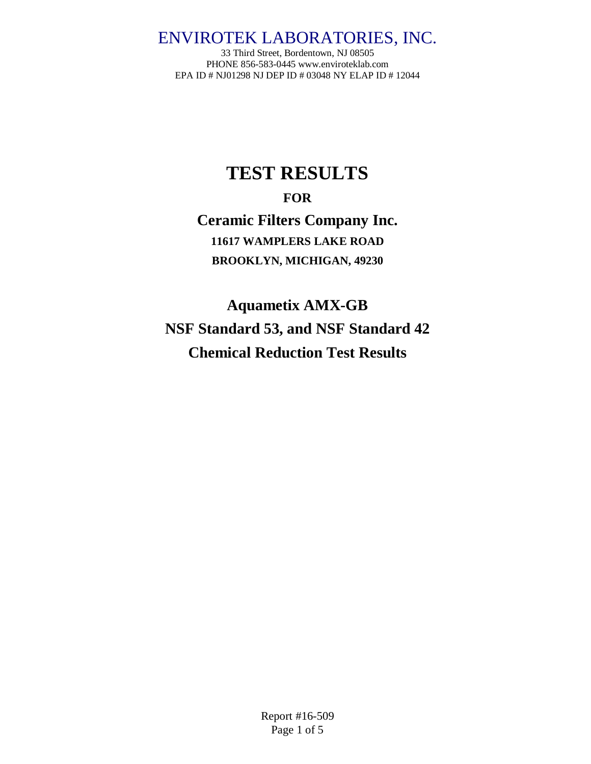ENVIROTEK LABORATORIES, INC.

33 Third Street, Bordentown, NJ 08505
PHONE 856-583-0445 www.enviroteklab.com
EPA ID # NJ01298 NJ DEP ID # 03048 NY ELAP ID # 12044

# TEST RESULTS

**FOR**

## Ceramic Filters Company Inc.

**11617 WAMPLERS LAKE ROAD**

**BROOKLYN, MICHIGAN, 49230**

## Aquametix AMX-GB

## NSF Standard 53, and NSF Standard 42

## Chemical Reduction Test Results

Report #16-509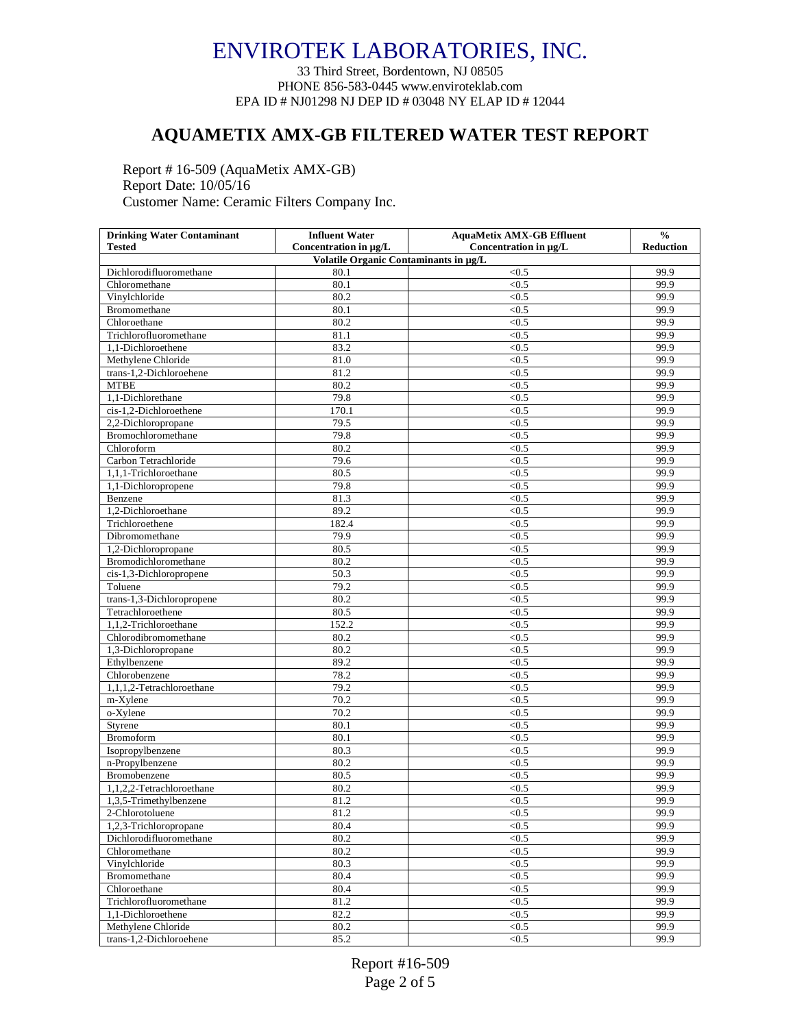# ENVIROTEK LABORATORIES, INC.

33 Third Street, Bordentown, NJ 08505
PHONE 856-583-0445 www.enviroteklab.com
EPA ID # NJ01298 NJ DEP ID # 03048 NY ELAP ID # 12044

## AQUAMETIX AMX-GB FILTERED WATER TEST REPORT

Report # 16-509 (AquaMetix AMX-GB)
Report Date: 10/05/16
Customer Name: Ceramic Filters Company Inc.

| Drinking Water Contaminant Tested | Influent Water Concentration in µg/L | AquaMetix AMX-GB Effluent Concentration in µg/L | % Reduction |
|---|---|---|---|
| **Volatile Organic Contaminants in µg/L** | | | |
| Dichlorodifluoromethane | 80.1 | <0.5 | 99.9 |
| Chloromethane | 80.1 | <0.5 | 99.9 |
| Vinylchloride | 80.2 | <0.5 | 99.9 |
| Bromomethane | 80.1 | <0.5 | 99.9 |
| Chloroethane | 80.2 | <0.5 | 99.9 |
| Trichlorofluoromethane | 81.1 | <0.5 | 99.9 |
| 1,1-Dichloroethene | 83.2 | <0.5 | 99.9 |
| Methylene Chloride | 81.0 | <0.5 | 99.9 |
| trans-1,2-Dichloroehene | 81.2 | <0.5 | 99.9 |
| MTBE | 80.2 | <0.5 | 99.9 |
| 1,1-Dichlorethane | 79.8 | <0.5 | 99.9 |
| cis-1,2-Dichloroethene | 170.1 | <0.5 | 99.9 |
| 2,2-Dichloropropane | 79.5 | <0.5 | 99.9 |
| Bromochloromethane | 79.8 | <0.5 | 99.9 |
| Chloroform | 80.2 | <0.5 | 99.9 |
| Carbon Tetrachloride | 79.6 | <0.5 | 99.9 |
| 1,1,1-Trichloroethane | 80.5 | <0.5 | 99.9 |
| 1,1-Dichloropropene | 79.8 | <0.5 | 99.9 |
| Benzene | 81.3 | <0.5 | 99.9 |
| 1,2-Dichloroethane | 89.2 | <0.5 | 99.9 |
| Trichloroethene | 182.4 | <0.5 | 99.9 |
| Dibromomethane | 79.9 | <0.5 | 99.9 |
| 1,2-Dichloropropane | 80.5 | <0.5 | 99.9 |
| Bromodichloromethane | 80.2 | <0.5 | 99.9 |
| cis-1,3-Dichloropropene | 50.3 | <0.5 | 99.9 |
| Toluene | 79.2 | <0.5 | 99.9 |
| trans-1,3-Dichloropropene | 80.2 | <0.5 | 99.9 |
| Tetrachloroethene | 80.5 | <0.5 | 99.9 |
| 1,1,2-Trichloroethane | 152.2 | <0.5 | 99.9 |
| Chlorodibromomethane | 80.2 | <0.5 | 99.9 |
| 1,3-Dichloropropane | 80.2 | <0.5 | 99.9 |
| Ethylbenzene | 89.2 | <0.5 | 99.9 |
| Chlorobenzene | 78.2 | <0.5 | 99.9 |
| 1,1,1,2-Tetrachloroethane | 79.2 | <0.5 | 99.9 |
| m-Xylene | 70.2 | <0.5 | 99.9 |
| o-Xylene | 70.2 | <0.5 | 99.9 |
| Styrene | 80.1 | <0.5 | 99.9 |
| Bromoform | 80.1 | <0.5 | 99.9 |
| Isopropylbenzene | 80.3 | <0.5 | 99.9 |
| n-Propylbenzene | 80.2 | <0.5 | 99.9 |
| Bromobenzene | 80.5 | <0.5 | 99.9 |
| 1,1,2,2-Tetrachloroethane | 80.2 | <0.5 | 99.9 |
| 1,3,5-Trimethylbenzene | 81.2 | <0.5 | 99.9 |
| 2-Chlorotoluene | 81.2 | <0.5 | 99.9 |
| 1,2,3-Trichloropropane | 80.4 | <0.5 | 99.9 |
| Dichlorodifluoromethane | 80.2 | <0.5 | 99.9 |
| Chloromethane | 80.2 | <0.5 | 99.9 |
| Vinylchloride | 80.3 | <0.5 | 99.9 |
| Bromomethane | 80.4 | <0.5 | 99.9 |
| Chloroethane | 80.4 | <0.5 | 99.9 |
| Trichlorofluoromethane | 81.2 | <0.5 | 99.9 |
| 1,1-Dichloroethene | 82.2 | <0.5 | 99.9 |
| Methylene Chloride | 80.2 | <0.5 | 99.9 |
| trans-1,2-Dichloroehene | 85.2 | <0.5 | 99.9 |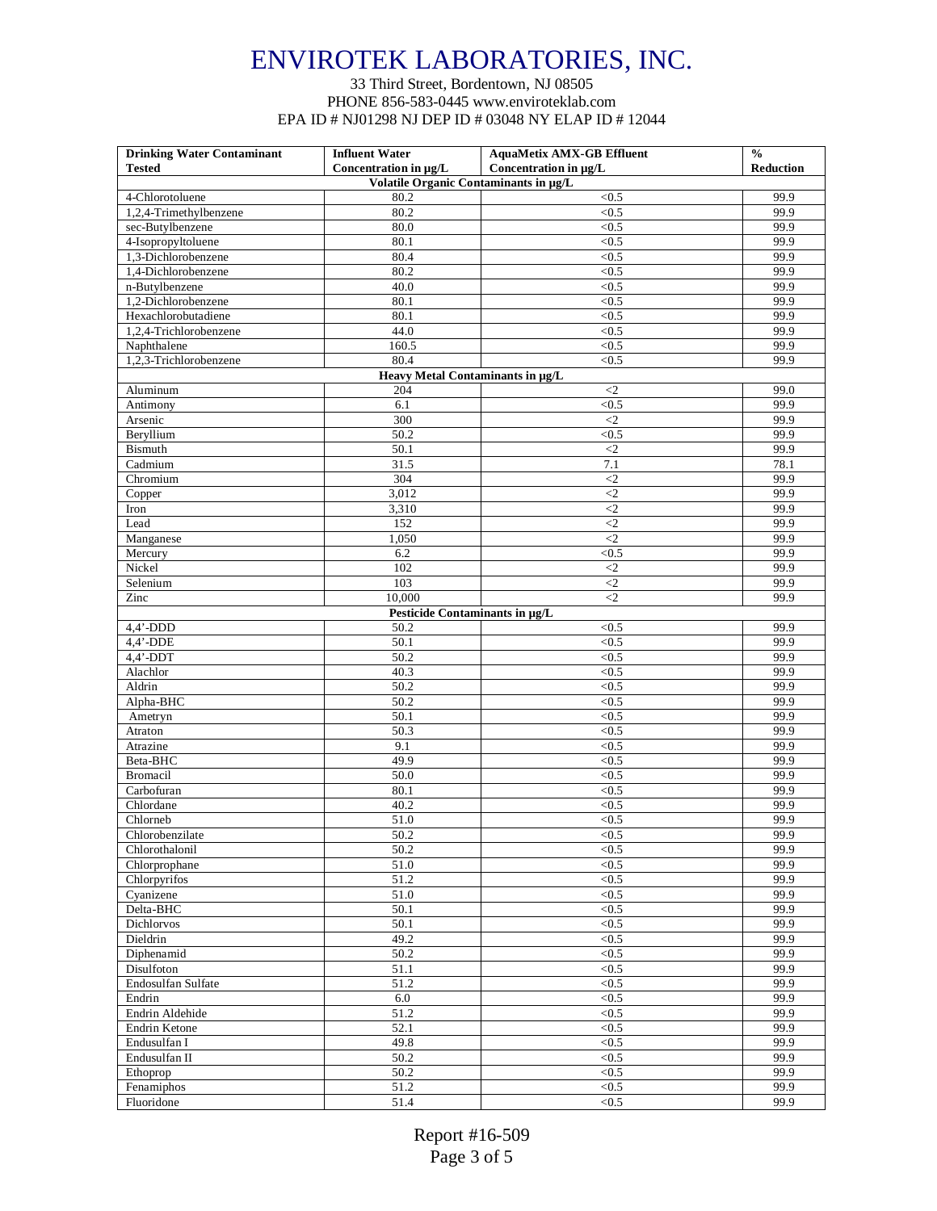# ENVIROTEK LABORATORIES, INC.

33 Third Street, Bordentown, NJ 08505
PHONE 856-583-0445 www.enviroteklab.com
EPA ID # NJ01298 NJ DEP ID # 03048 NY ELAP ID # 12044

| Drinking Water Contaminant Tested | Influent Water Concentration in µg/L | AquaMetix AMX-GB Effluent Concentration in µg/L | % Reduction |
|---|---|---|---|
| **Volatile Organic Contaminants in µg/L** | | | |
| 4-Chlorotoluene | 80.2 | <0.5 | 99.9 |
| 1,2,4-Trimethylbenzene | 80.2 | <0.5 | 99.9 |
| sec-Butylbenzene | 80.0 | <0.5 | 99.9 |
| 4-Isopropyltoluene | 80.1 | <0.5 | 99.9 |
| 1,3-Dichlorobenzene | 80.4 | <0.5 | 99.9 |
| 1,4-Dichlorobenzene | 80.2 | <0.5 | 99.9 |
| n-Butylbenzene | 40.0 | <0.5 | 99.9 |
| 1,2-Dichlorobenzene | 80.1 | <0.5 | 99.9 |
| Hexachlorobutadiene | 80.1 | <0.5 | 99.9 |
| 1,2,4-Trichlorobenzene | 44.0 | <0.5 | 99.9 |
| Naphthalene | 160.5 | <0.5 | 99.9 |
| 1,2,3-Trichlorobenzene | 80.4 | <0.5 | 99.9 |
| **Heavy Metal Contaminants in µg/L** | | | |
| Aluminum | 204 | <2 | 99.0 |
| Antimony | 6.1 | <0.5 | 99.9 |
| Arsenic | 300 | <2 | 99.9 |
| Beryllium | 50.2 | <0.5 | 99.9 |
| Bismuth | 50.1 | <2 | 99.9 |
| Cadmium | 31.5 | 7.1 | 78.1 |
| Chromium | 304 | <2 | 99.9 |
| Copper | 3,012 | <2 | 99.9 |
| Iron | 3,310 | <2 | 99.9 |
| Lead | 152 | <2 | 99.9 |
| Manganese | 1,050 | <2 | 99.9 |
| Mercury | 6.2 | <0.5 | 99.9 |
| Nickel | 102 | <2 | 99.9 |
| Selenium | 103 | <2 | 99.9 |
| Zinc | 10,000 | <2 | 99.9 |
| **Pesticide Contaminants in µg/L** | | | |
| 4,4'-DDD | 50.2 | <0.5 | 99.9 |
| 4,4'-DDE | 50.1 | <0.5 | 99.9 |
| 4,4'-DDT | 50.2 | <0.5 | 99.9 |
| Alachlor | 40.3 | <0.5 | 99.9 |
| Aldrin | 50.2 | <0.5 | 99.9 |
| Alpha-BHC | 50.2 | <0.5 | 99.9 |
| Ametryn | 50.1 | <0.5 | 99.9 |
| Atraton | 50.3 | <0.5 | 99.9 |
| Atrazine | 9.1 | <0.5 | 99.9 |
| Beta-BHC | 49.9 | <0.5 | 99.9 |
| Bromacil | 50.0 | <0.5 | 99.9 |
| Carbofuran | 80.1 | <0.5 | 99.9 |
| Chlordane | 40.2 | <0.5 | 99.9 |
| Chlorneb | 51.0 | <0.5 | 99.9 |
| Chlorobenzilate | 50.2 | <0.5 | 99.9 |
| Chlorothalonil | 50.2 | <0.5 | 99.9 |
| Chlorprophane | 51.0 | <0.5 | 99.9 |
| Chlorpyrifos | 51.2 | <0.5 | 99.9 |
| Cyanizene | 51.0 | <0.5 | 99.9 |
| Delta-BHC | 50.1 | <0.5 | 99.9 |
| Dichlorvos | 50.1 | <0.5 | 99.9 |
| Dieldrin | 49.2 | <0.5 | 99.9 |
| Diphenamid | 50.2 | <0.5 | 99.9 |
| Disulfoton | 51.1 | <0.5 | 99.9 |
| Endosulfan Sulfate | 51.2 | <0.5 | 99.9 |
| Endrin | 6.0 | <0.5 | 99.9 |
| Endrin Aldehide | 51.2 | <0.5 | 99.9 |
| Endrin Ketone | 52.1 | <0.5 | 99.9 |
| Endusulfan I | 49.8 | <0.5 | 99.9 |
| Endusulfan II | 50.2 | <0.5 | 99.9 |
| Ethoprop | 50.2 | <0.5 | 99.9 |
| Fenamiphos | 51.2 | <0.5 | 99.9 |
| Fluoridone | 51.4 | <0.5 | 99.9 |

Report #16-509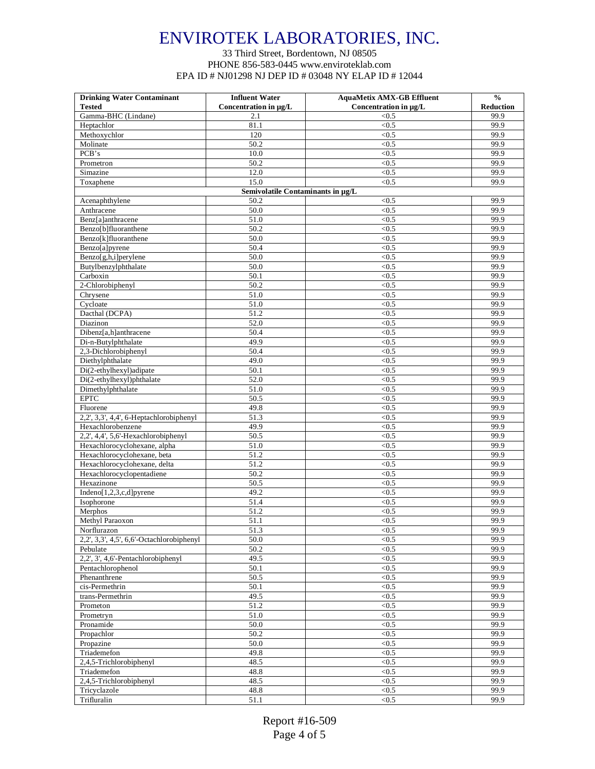# ENVIROTEK LABORATORIES, INC.

33 Third Street, Bordentown, NJ 08505
PHONE 856-583-0445 www.enviroteklab.com
EPA ID # NJ01298 NJ DEP ID # 03048 NY ELAP ID # 12044

| Drinking Water Contaminant Tested | Influent Water Concentration in µg/L | AquaMetix AMX-GB Effluent Concentration in µg/L | % Reduction |
|---|---|---|---|
| Gamma-BHC (Lindane) | 2.1 | <0.5 | 99.9 |
| Heptachlor | 81.1 | <0.5 | 99.9 |
| Methoxychlor | 120 | <0.5 | 99.9 |
| Molinate | 50.2 | <0.5 | 99.9 |
| PCB's | 10.0 | <0.5 | 99.9 |
| Prometron | 50.2 | <0.5 | 99.9 |
| Simazine | 12.0 | <0.5 | 99.9 |
| Toxaphene | 15.0 | <0.5 | 99.9 |
| **Semivolatile Contaminants in µg/L** | | | |
| Acenaphthylene | 50.2 | <0.5 | 99.9 |
| Anthracene | 50.0 | <0.5 | 99.9 |
| Benz[a]anthracene | 51.0 | <0.5 | 99.9 |
| Benzo[b]fluoranthene | 50.2 | <0.5 | 99.9 |
| Benzo[k]fluoranthene | 50.0 | <0.5 | 99.9 |
| Benzo[a]pyrene | 50.4 | <0.5 | 99.9 |
| Benzo[g,h,i]perylene | 50.0 | <0.5 | 99.9 |
| Butylbenzylphthalate | 50.0 | <0.5 | 99.9 |
| Carboxin | 50.1 | <0.5 | 99.9 |
| 2-Chlorobiphenyl | 50.2 | <0.5 | 99.9 |
| Chrysene | 51.0 | <0.5 | 99.9 |
| Cycloate | 51.0 | <0.5 | 99.9 |
| Dacthal (DCPA) | 51.2 | <0.5 | 99.9 |
| Diazinon | 52.0 | <0.5 | 99.9 |
| Dibenz[a,h]anthracene | 50.4 | <0.5 | 99.9 |
| Di-n-Butylphthalate | 49.9 | <0.5 | 99.9 |
| 2,3-Dichlorobiphenyl | 50.4 | <0.5 | 99.9 |
| Diethylphthalate | 49.0 | <0.5 | 99.9 |
| Di(2-ethylhexyl)adipate | 50.1 | <0.5 | 99.9 |
| Di(2-ethylhexyl)phthalate | 52.0 | <0.5 | 99.9 |
| Dimethylphthalate | 51.0 | <0.5 | 99.9 |
| EPTC | 50.5 | <0.5 | 99.9 |
| Fluorene | 49.8 | <0.5 | 99.9 |
| 2,2', 3,3', 4,4', 6-Heptachlorobiphenyl | 51.3 | <0.5 | 99.9 |
| Hexachlorobenzene | 49.9 | <0.5 | 99.9 |
| 2,2', 4,4', 5,6'-Hexachlorobiphenyl | 50.5 | <0.5 | 99.9 |
| Hexachlorocyclohexane, alpha | 51.0 | <0.5 | 99.9 |
| Hexachlorocyclohexane, beta | 51.2 | <0.5 | 99.9 |
| Hexachlorocyclohexane, delta | 51.2 | <0.5 | 99.9 |
| Hexachlorocyclopentadiene | 50.2 | <0.5 | 99.9 |
| Hexazinone | 50.5 | <0.5 | 99.9 |
| Indeno[1,2,3,c,d]pyrene | 49.2 | <0.5 | 99.9 |
| Isophorone | 51.4 | <0.5 | 99.9 |
| Merphos | 51.2 | <0.5 | 99.9 |
| Methyl Paraoxon | 51.1 | <0.5 | 99.9 |
| Norflurazon | 51.3 | <0.5 | 99.9 |
| 2,2', 3,3', 4,5', 6,6'-Octachlorobiphenyl | 50.0 | <0.5 | 99.9 |
| Pebulate | 50.2 | <0.5 | 99.9 |
| 2,2', 3', 4,6'-Pentachlorobiphenyl | 49.5 | <0.5 | 99.9 |
| Pentachlorophenol | 50.1 | <0.5 | 99.9 |
| Phenanthrene | 50.5 | <0.5 | 99.9 |
| cis-Permethrin | 50.1 | <0.5 | 99.9 |
| trans-Permethrin | 49.5 | <0.5 | 99.9 |
| Prometon | 51.2 | <0.5 | 99.9 |
| Prometryn | 51.0 | <0.5 | 99.9 |
| Pronamide | 50.0 | <0.5 | 99.9 |
| Propachlor | 50.2 | <0.5 | 99.9 |
| Propazine | 50.0 | <0.5 | 99.9 |
| Triademefon | 49.8 | <0.5 | 99.9 |
| 2,4,5-Trichlorobiphenyl | 48.5 | <0.5 | 99.9 |
| Triademefon | 48.8 | <0.5 | 99.9 |
| 2,4,5-Trichlorobiphenyl | 48.5 | <0.5 | 99.9 |
| Tricyclazole | 48.8 | <0.5 | 99.9 |
| Trifluralin | 51.1 | <0.5 | 99.9 |

Report #16-509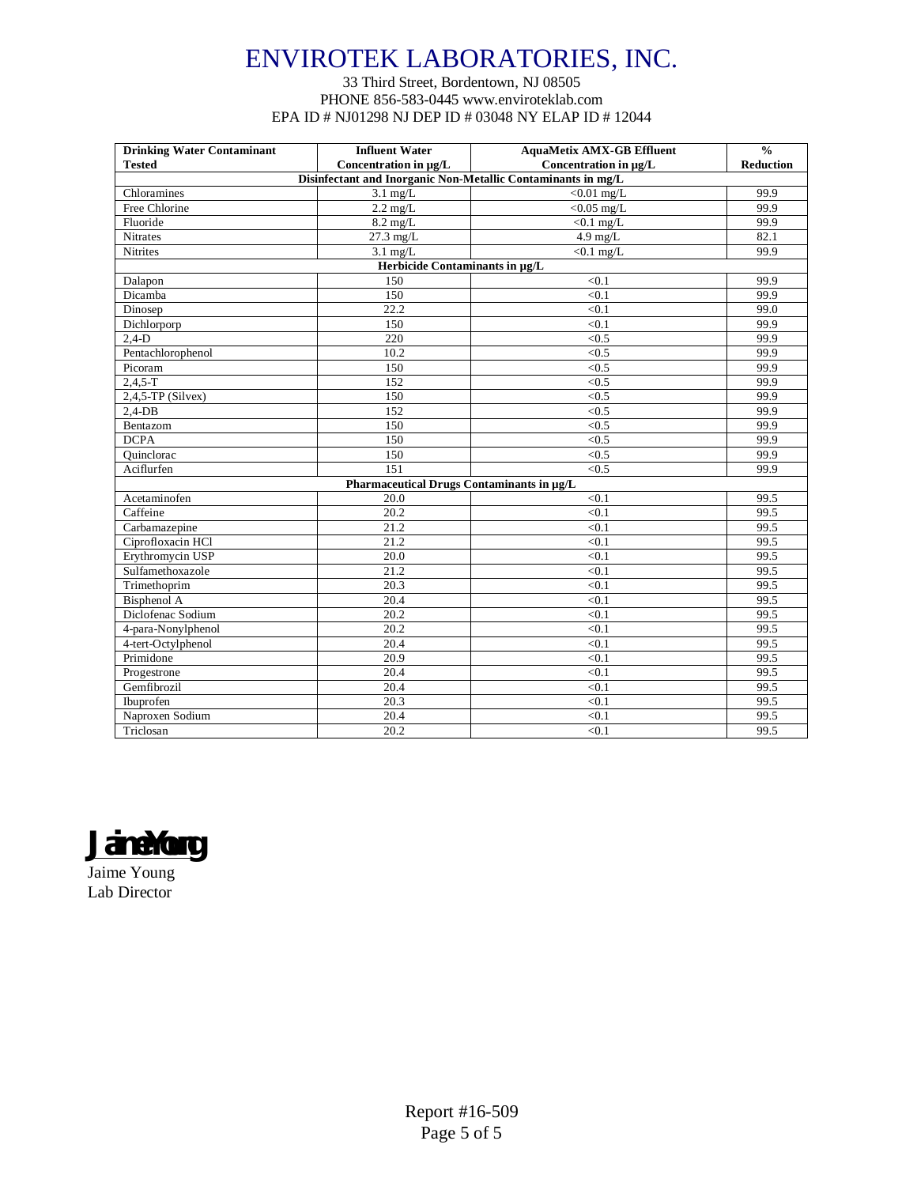# ENVIROTEK LABORATORIES, INC.

33 Third Street, Bordentown, NJ 08505
PHONE 856-583-0445 www.enviroteklab.com
EPA ID # NJ01298 NJ DEP ID # 03048 NY ELAP ID # 12044

| Drinking Water Contaminant Tested | Influent Water Concentration in µg/L | AquaMetix AMX-GB Effluent Concentration in µg/L | % Reduction |
|---|---|---|---|
| **Disinfectant and Inorganic Non-Metallic Contaminants in mg/L** | | | |
| Chloramines | 3.1 mg/L | <0.01 mg/L | 99.9 |
| Free Chlorine | 2.2 mg/L | <0.05 mg/L | 99.9 |
| Fluoride | 8.2 mg/L | <0.1 mg/L | 99.9 |
| Nitrates | 27.3 mg/L | 4.9 mg/L | 82.1 |
| Nitrites | 3.1 mg/L | <0.1 mg/L | 99.9 |
| **Herbicide Contaminants in µg/L** | | | |
| Dalapon | 150 | <0.1 | 99.9 |
| Dicamba | 150 | <0.1 | 99.9 |
| Dinosep | 22.2 | <0.1 | 99.0 |
| Dichlorporp | 150 | <0.1 | 99.9 |
| 2,4-D | 220 | <0.5 | 99.9 |
| Pentachlorophenol | 10.2 | <0.5 | 99.9 |
| Picoram | 150 | <0.5 | 99.9 |
| 2,4,5-T | 152 | <0.5 | 99.9 |
| 2,4,5-TP (Silvex) | 150 | <0.5 | 99.9 |
| 2,4-DB | 152 | <0.5 | 99.9 |
| Bentazom | 150 | <0.5 | 99.9 |
| DCPA | 150 | <0.5 | 99.9 |
| Quinclorac | 150 | <0.5 | 99.9 |
| Aciflurfen | 151 | <0.5 | 99.9 |
| **Pharmaceutical Drugs Contaminants in µg/L** | | | |
| Acetaminofen | 20.0 | <0.1 | 99.5 |
| Caffeine | 20.2 | <0.1 | 99.5 |
| Carbamazepine | 21.2 | <0.1 | 99.5 |
| Ciprofloxacin HCl | 21.2 | <0.1 | 99.5 |
| Erythromycin USP | 20.0 | <0.1 | 99.5 |
| Sulfamethoxazole | 21.2 | <0.1 | 99.5 |
| Trimethoprim | 20.3 | <0.1 | 99.5 |
| Bisphenol A | 20.4 | <0.1 | 99.5 |
| Diclofenac Sodium | 20.2 | <0.1 | 99.5 |
| 4-para-Nonylphenol | 20.2 | <0.1 | 99.5 |
| 4-tert-Octylphenol | 20.4 | <0.1 | 99.5 |
| Primidone | 20.9 | <0.1 | 99.5 |
| Progestrone | 20.4 | <0.1 | 99.5 |
| Gemfibrozil | 20.4 | <0.1 | 99.5 |
| Ibuprofen | 20.3 | <0.1 | 99.5 |
| Naproxen Sodium | 20.4 | <0.1 | 99.5 |
| Triclosan | 20.2 | <0.1 | 99.5 |

Jaime Young

Jaime Young
Lab Director

Report #16-509